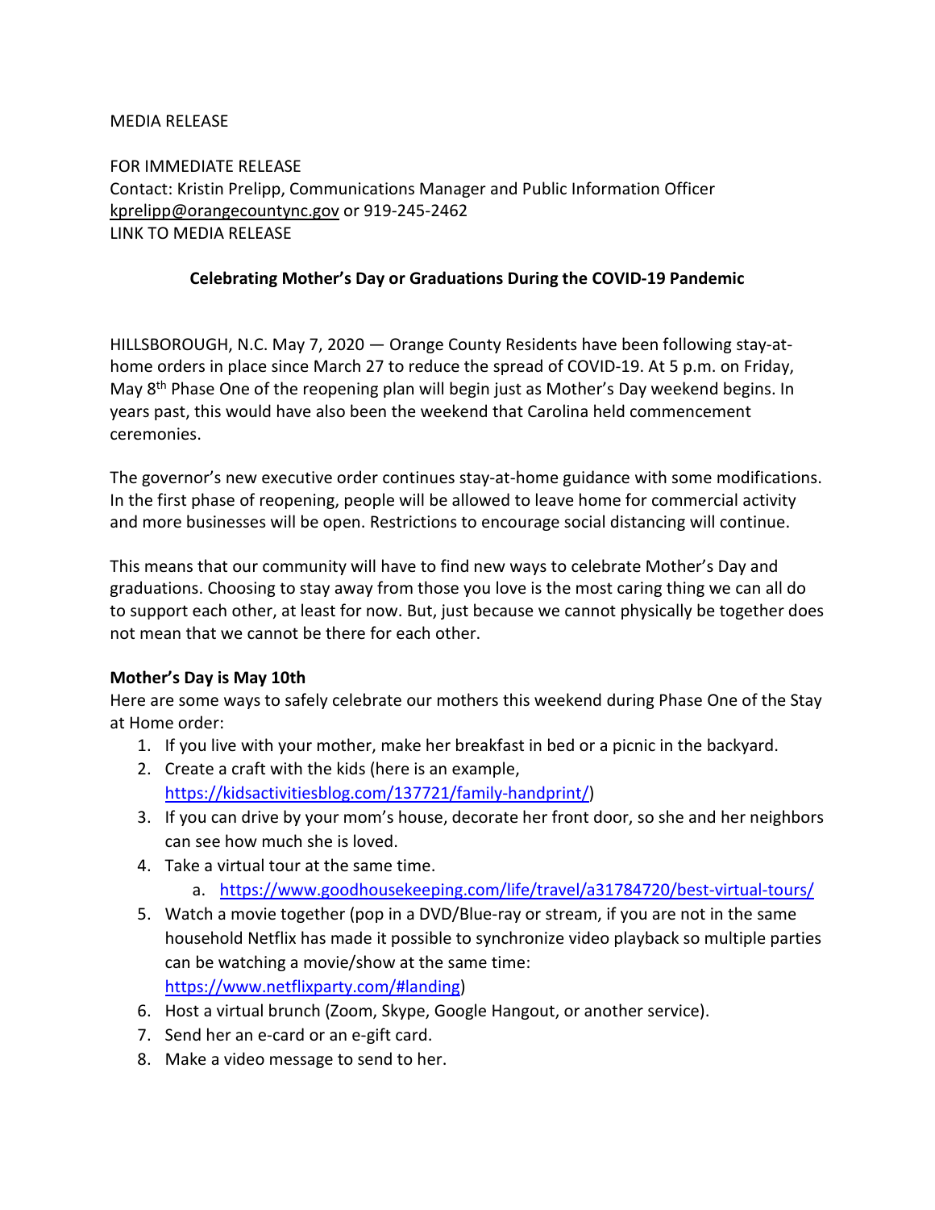MEDIA RELEASE

FOR IMMEDIATE RELEASE
Contact: Kristin Prelipp, Communications Manager and Public Information Officer
kprelipp@orangecountync.gov or 919-245-2462
LINK TO MEDIA RELEASE

## Celebrating Mother's Day or Graduations During the COVID-19 Pandemic

HILLSBOROUGH, N.C. May 7, 2020 — Orange County Residents have been following stay-at-home orders in place since March 27 to reduce the spread of COVID-19. At 5 p.m. on Friday, May 8th Phase One of the reopening plan will begin just as Mother's Day weekend begins. In years past, this would have also been the weekend that Carolina held commencement ceremonies.

The governor's new executive order continues stay-at-home guidance with some modifications. In the first phase of reopening, people will be allowed to leave home for commercial activity and more businesses will be open. Restrictions to encourage social distancing will continue.

This means that our community will have to find new ways to celebrate Mother's Day and graduations. Choosing to stay away from those you love is the most caring thing we can all do to support each other, at least for now. But, just because we cannot physically be together does not mean that we cannot be there for each other.

**Mother's Day is May 10th**
Here are some ways to safely celebrate our mothers this weekend during Phase One of the Stay at Home order:

1. If you live with your mother, make her breakfast in bed or a picnic in the backyard.
2. Create a craft with the kids (here is an example, https://kidsactivitiesblog.com/137721/family-handprint/)
3. If you can drive by your mom's house, decorate her front door, so she and her neighbors can see how much she is loved.
4. Take a virtual tour at the same time.
    a. https://www.goodhousekeeping.com/life/travel/a31784720/best-virtual-tours/
5. Watch a movie together (pop in a DVD/Blue-ray or stream, if you are not in the same household Netflix has made it possible to synchronize video playback so multiple parties can be watching a movie/show at the same time: https://www.netflixparty.com/#landing)
6. Host a virtual brunch (Zoom, Skype, Google Hangout, or another service).
7. Send her an e-card or an e-gift card.
8. Make a video message to send to her.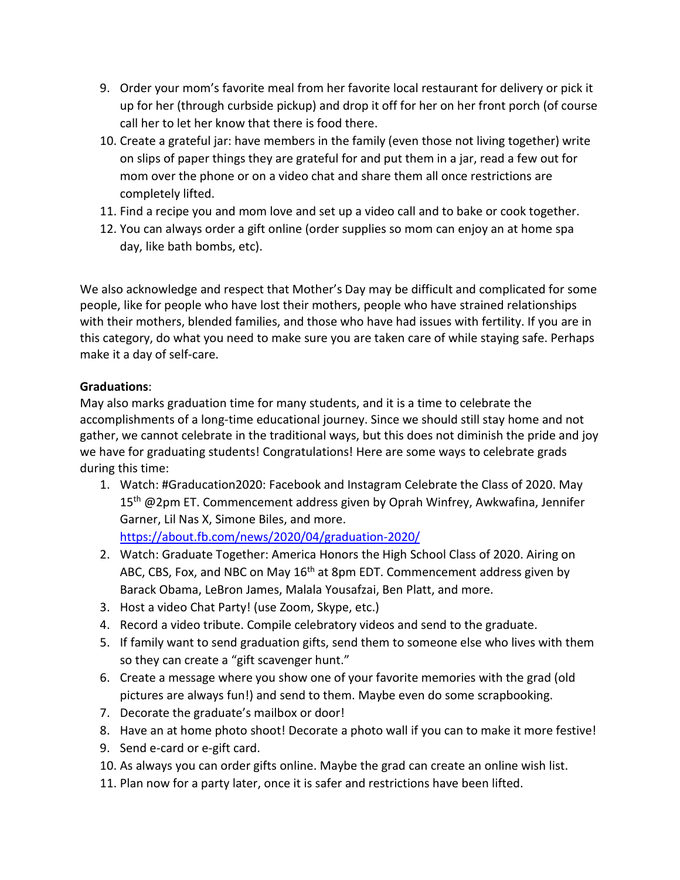9. Order your mom's favorite meal from her favorite local restaurant for delivery or pick it up for her (through curbside pickup) and drop it off for her on her front porch (of course call her to let her know that there is food there.
10. Create a grateful jar: have members in the family (even those not living together) write on slips of paper things they are grateful for and put them in a jar, read a few out for mom over the phone or on a video chat and share them all once restrictions are completely lifted.
11. Find a recipe you and mom love and set up a video call and to bake or cook together.
12. You can always order a gift online (order supplies so mom can enjoy an at home spa day, like bath bombs, etc).

We also acknowledge and respect that Mother's Day may be difficult and complicated for some people, like for people who have lost their mothers, people who have strained relationships with their mothers, blended families, and those who have had issues with fertility. If you are in this category, do what you need to make sure you are taken care of while staying safe. Perhaps make it a day of self-care.

**Graduations**:
May also marks graduation time for many students, and it is a time to celebrate the accomplishments of a long-time educational journey. Since we should still stay home and not gather, we cannot celebrate in the traditional ways, but this does not diminish the pride and joy we have for graduating students! Congratulations! Here are some ways to celebrate grads during this time:

1. Watch: #Graducation2020: Facebook and Instagram Celebrate the Class of 2020. May 15th @2pm ET. Commencement address given by Oprah Winfrey, Awkwafina, Jennifer Garner, Lil Nas X, Simone Biles, and more. https://about.fb.com/news/2020/04/graduation-2020/
2. Watch: Graduate Together: America Honors the High School Class of 2020. Airing on ABC, CBS, Fox, and NBC on May 16th at 8pm EDT. Commencement address given by Barack Obama, LeBron James, Malala Yousafzai, Ben Platt, and more.
3. Host a video Chat Party! (use Zoom, Skype, etc.)
4. Record a video tribute. Compile celebratory videos and send to the graduate.
5. If family want to send graduation gifts, send them to someone else who lives with them so they can create a "gift scavenger hunt."
6. Create a message where you show one of your favorite memories with the grad (old pictures are always fun!) and send to them. Maybe even do some scrapbooking.
7. Decorate the graduate's mailbox or door!
8. Have an at home photo shoot! Decorate a photo wall if you can to make it more festive!
9. Send e-card or e-gift card.
10. As always you can order gifts online. Maybe the grad can create an online wish list.
11. Plan now for a party later, once it is safer and restrictions have been lifted.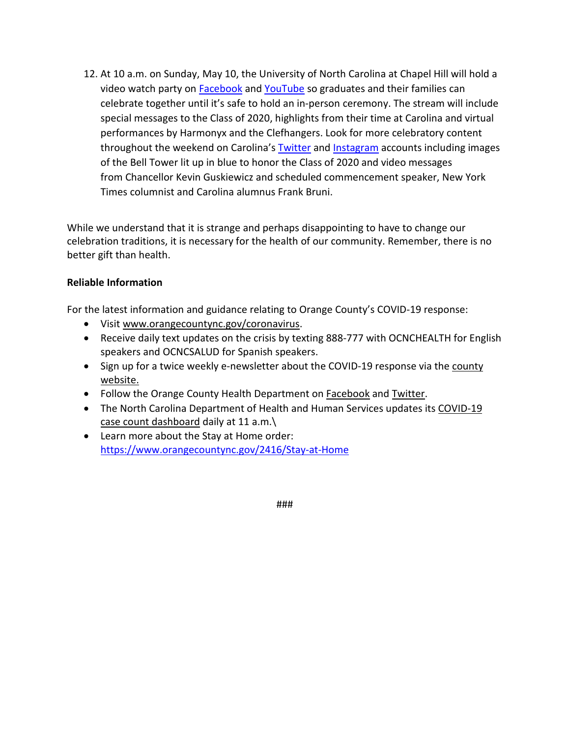12. At 10 a.m. on Sunday, May 10, the University of North Carolina at Chapel Hill will hold a video watch party on Facebook and YouTube so graduates and their families can celebrate together until it's safe to hold an in-person ceremony. The stream will include special messages to the Class of 2020, highlights from their time at Carolina and virtual performances by Harmonyx and the Clefhangers. Look for more celebratory content throughout the weekend on Carolina's Twitter and Instagram accounts including images of the Bell Tower lit up in blue to honor the Class of 2020 and video messages from Chancellor Kevin Guskiewicz and scheduled commencement speaker, New York Times columnist and Carolina alumnus Frank Bruni.

While we understand that it is strange and perhaps disappointing to have to change our celebration traditions, it is necessary for the health of our community. Remember, there is no better gift than health.

**Reliable Information**

For the latest information and guidance relating to Orange County's COVID-19 response:

- Visit www.orangecountync.gov/coronavirus.
- Receive daily text updates on the crisis by texting 888-777 with OCNCHEALTH for English speakers and OCNCSALUD for Spanish speakers.
- Sign up for a twice weekly e-newsletter about the COVID-19 response via the county website.
- Follow the Orange County Health Department on Facebook and Twitter.
- The North Carolina Department of Health and Human Services updates its COVID-19 case count dashboard daily at 11 a.m.\
- Learn more about the Stay at Home order: https://www.orangecountync.gov/2416/Stay-at-Home

###